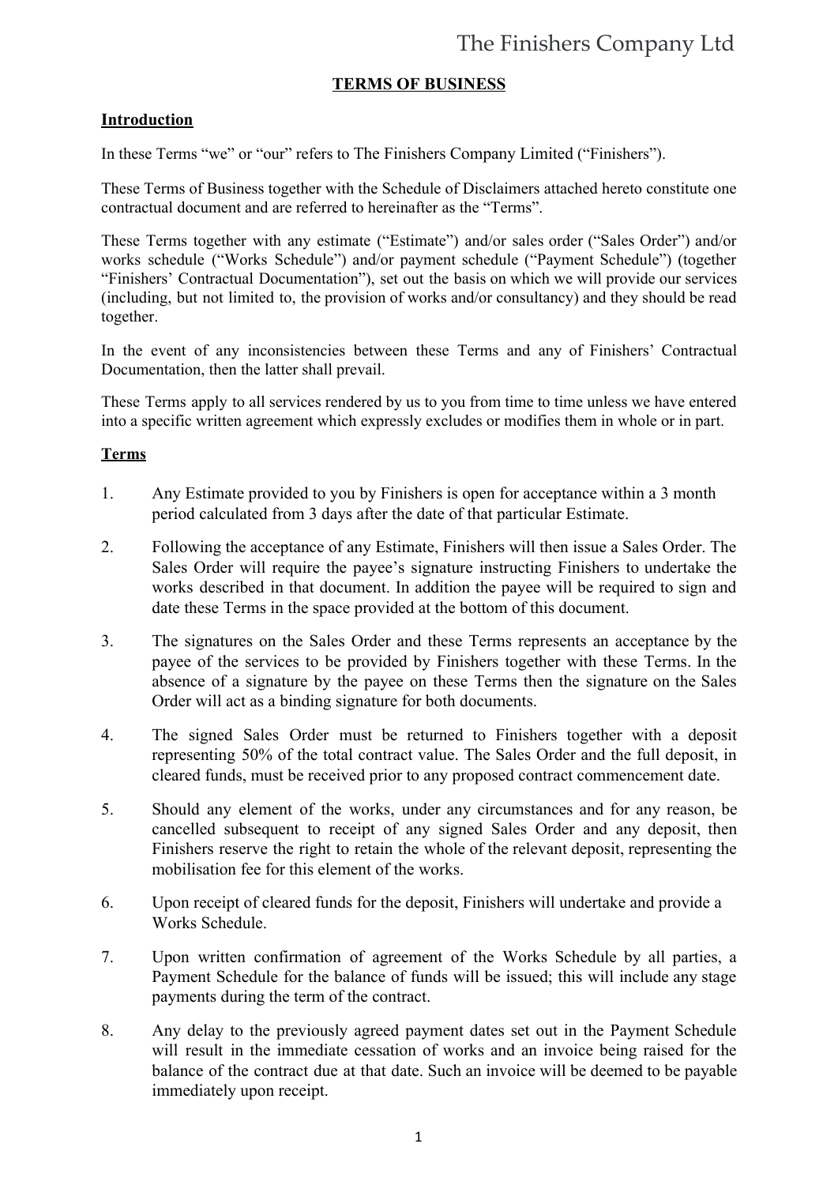# The Finishers Company Ltd

## TERMS OF BUSINESS

### Introduction

In these Terms "we" or "our" refers to The Finishers Company Limited ("Finishers").

These Terms of Business together with the Schedule of Disclaimers attached hereto constitute one contractual document and are referred to hereinafter as the "Terms".

These Terms together with any estimate ("Estimate") and/or sales order ("Sales Order") and/or works schedule ("Works Schedule") and/or payment schedule ("Payment Schedule") (together "Finishers' Contractual Documentation"), set out the basis on which we will provide our services (including, but not limited to, the provision of works and/or consultancy) and they should be read together.

In the event of any inconsistencies between these Terms and any of Finishers' Contractual Documentation, then the latter shall prevail.

These Terms apply to all services rendered by us to you from time to time unless we have entered into a specific written agreement which expressly excludes or modifies them in whole or in part.

### Terms

1. Any Estimate provided to you by Finishers is open for acceptance within a 3 month period calculated from 3 days after the date of that particular Estimate.

2. Following the acceptance of any Estimate, Finishers will then issue a Sales Order. The Sales Order will require the payee's signature instructing Finishers to undertake the works described in that document. In addition the payee will be required to sign and date these Terms in the space provided at the bottom of this document.

3. The signatures on the Sales Order and these Terms represents an acceptance by the payee of the services to be provided by Finishers together with these Terms. In the absence of a signature by the payee on these Terms then the signature on the Sales Order will act as a binding signature for both documents.

4. The signed Sales Order must be returned to Finishers together with a deposit representing 50% of the total contract value. The Sales Order and the full deposit, in cleared funds, must be received prior to any proposed contract commencement date.

5. Should any element of the works, under any circumstances and for any reason, be cancelled subsequent to receipt of any signed Sales Order and any deposit, then Finishers reserve the right to retain the whole of the relevant deposit, representing the mobilisation fee for this element of the works.

6. Upon receipt of cleared funds for the deposit, Finishers will undertake and provide a Works Schedule.

7. Upon written confirmation of agreement of the Works Schedule by all parties, a Payment Schedule for the balance of funds will be issued; this will include any stage payments during the term of the contract.

8. Any delay to the previously agreed payment dates set out in the Payment Schedule will result in the immediate cessation of works and an invoice being raised for the balance of the contract due at that date. Such an invoice will be deemed to be payable immediately upon receipt.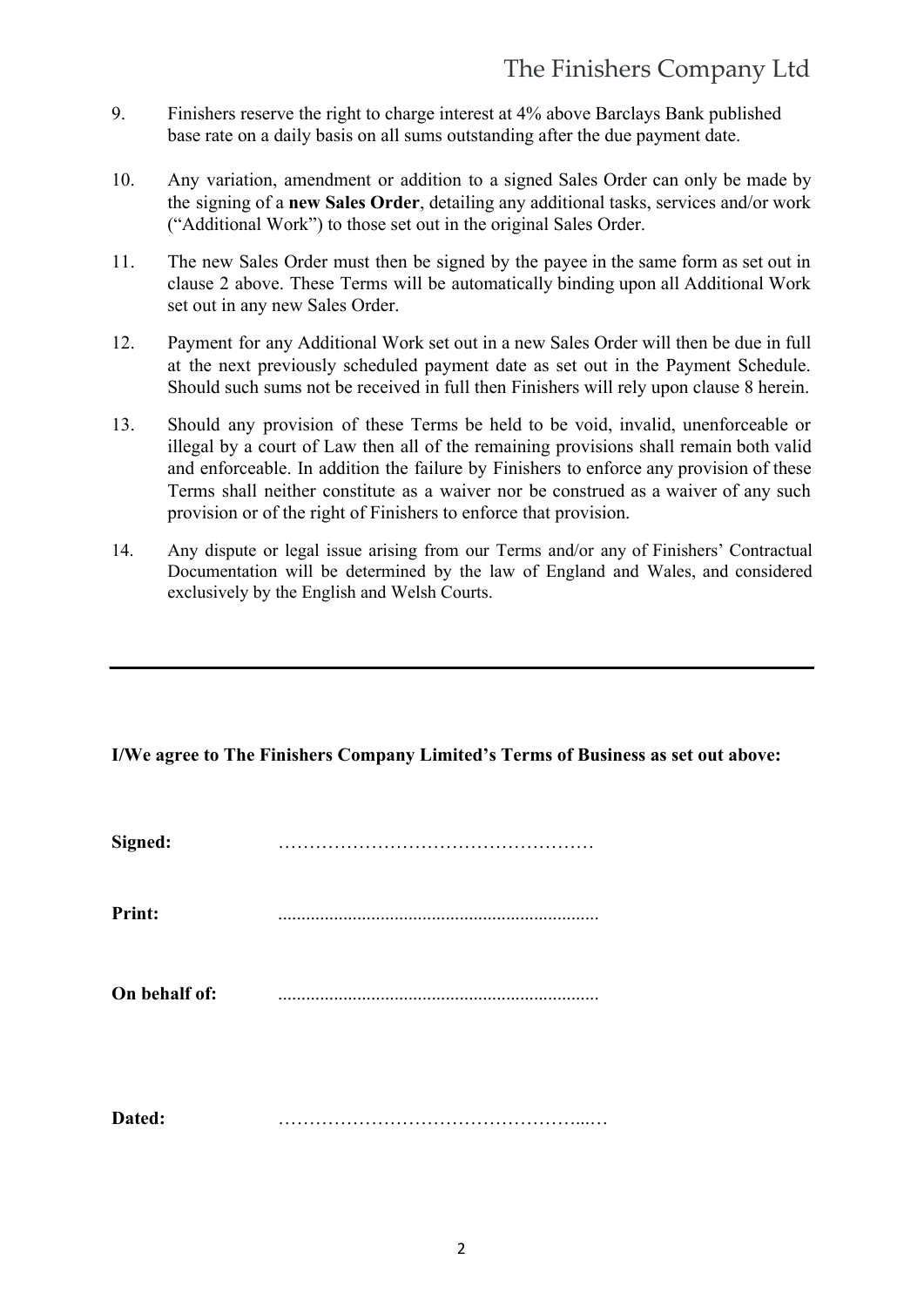9. Finishers reserve the right to charge interest at 4% above Barclays Bank published base rate on a daily basis on all sums outstanding after the due payment date.

10. Any variation, amendment or addition to a signed Sales Order can only be made by the signing of a **new Sales Order**, detailing any additional tasks, services and/or work ("Additional Work") to those set out in the original Sales Order.

11. The new Sales Order must then be signed by the payee in the same form as set out in clause 2 above. These Terms will be automatically binding upon all Additional Work set out in any new Sales Order.

12. Payment for any Additional Work set out in a new Sales Order will then be due in full at the next previously scheduled payment date as set out in the Payment Schedule. Should such sums not be received in full then Finishers will rely upon clause 8 herein.

13. Should any provision of these Terms be held to be void, invalid, unenforceable or illegal by a court of Law then all of the remaining provisions shall remain both valid and enforceable. In addition the failure by Finishers to enforce any provision of these Terms shall neither constitute as a waiver nor be construed as a waiver of any such provision or of the right of Finishers to enforce that provision.

14. Any dispute or legal issue arising from our Terms and/or any of Finishers' Contractual Documentation will be determined by the law of England and Wales, and considered exclusively by the English and Welsh Courts.

---

**I/We agree to The Finishers Company Limited's Terms of Business as set out above:**

**Signed:** ……………………………………………

**Print:** ....................................................................

**On behalf of:** ....................................................................

**Dated:** ……………………………………………...…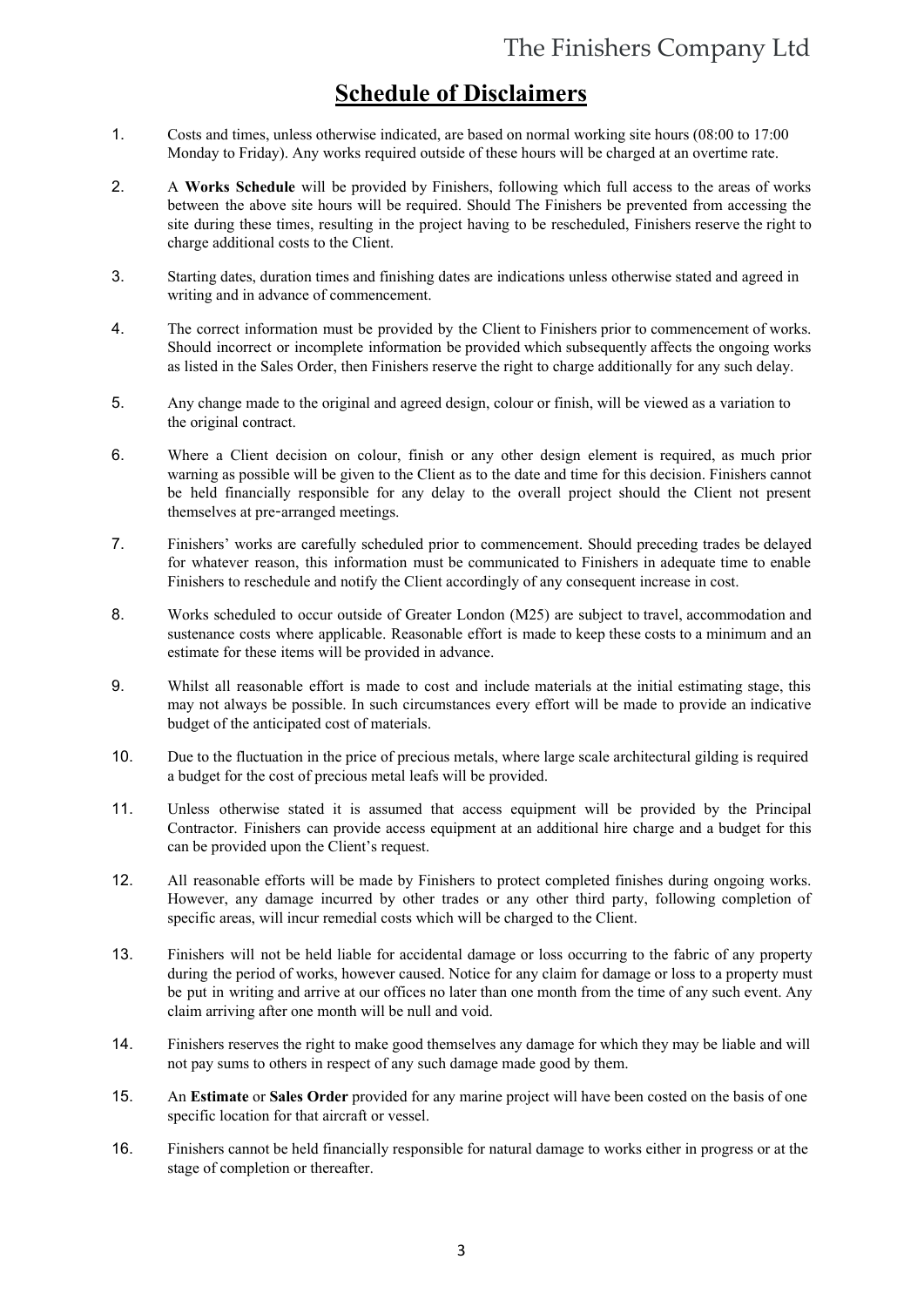# Schedule of Disclaimers

1. Costs and times, unless otherwise indicated, are based on normal working site hours (08:00 to 17:00 Monday to Friday). Any works required outside of these hours will be charged at an overtime rate.

2. A **Works Schedule** will be provided by Finishers, following which full access to the areas of works between the above site hours will be required. Should The Finishers be prevented from accessing the site during these times, resulting in the project having to be rescheduled, Finishers reserve the right to charge additional costs to the Client.

3. Starting dates, duration times and finishing dates are indications unless otherwise stated and agreed in writing and in advance of commencement.

4. The correct information must be provided by the Client to Finishers prior to commencement of works. Should incorrect or incomplete information be provided which subsequently affects the ongoing works as listed in the Sales Order, then Finishers reserve the right to charge additionally for any such delay.

5. Any change made to the original and agreed design, colour or finish, will be viewed as a variation to the original contract.

6. Where a Client decision on colour, finish or any other design element is required, as much prior warning as possible will be given to the Client as to the date and time for this decision. Finishers cannot be held financially responsible for any delay to the overall project should the Client not present themselves at pre-arranged meetings.

7. Finishers' works are carefully scheduled prior to commencement. Should preceding trades be delayed for whatever reason, this information must be communicated to Finishers in adequate time to enable Finishers to reschedule and notify the Client accordingly of any consequent increase in cost.

8. Works scheduled to occur outside of Greater London (M25) are subject to travel, accommodation and sustenance costs where applicable. Reasonable effort is made to keep these costs to a minimum and an estimate for these items will be provided in advance.

9. Whilst all reasonable effort is made to cost and include materials at the initial estimating stage, this may not always be possible. In such circumstances every effort will be made to provide an indicative budget of the anticipated cost of materials.

10. Due to the fluctuation in the price of precious metals, where large scale architectural gilding is required a budget for the cost of precious metal leafs will be provided.

11. Unless otherwise stated it is assumed that access equipment will be provided by the Principal Contractor. Finishers can provide access equipment at an additional hire charge and a budget for this can be provided upon the Client's request.

12. All reasonable efforts will be made by Finishers to protect completed finishes during ongoing works. However, any damage incurred by other trades or any other third party, following completion of specific areas, will incur remedial costs which will be charged to the Client.

13. Finishers will not be held liable for accidental damage or loss occurring to the fabric of any property during the period of works, however caused. Notice for any claim for damage or loss to a property must be put in writing and arrive at our offices no later than one month from the time of any such event. Any claim arriving after one month will be null and void.

14. Finishers reserves the right to make good themselves any damage for which they may be liable and will not pay sums to others in respect of any such damage made good by them.

15. An **Estimate** or **Sales Order** provided for any marine project will have been costed on the basis of one specific location for that aircraft or vessel.

16. Finishers cannot be held financially responsible for natural damage to works either in progress or at the stage of completion or thereafter.